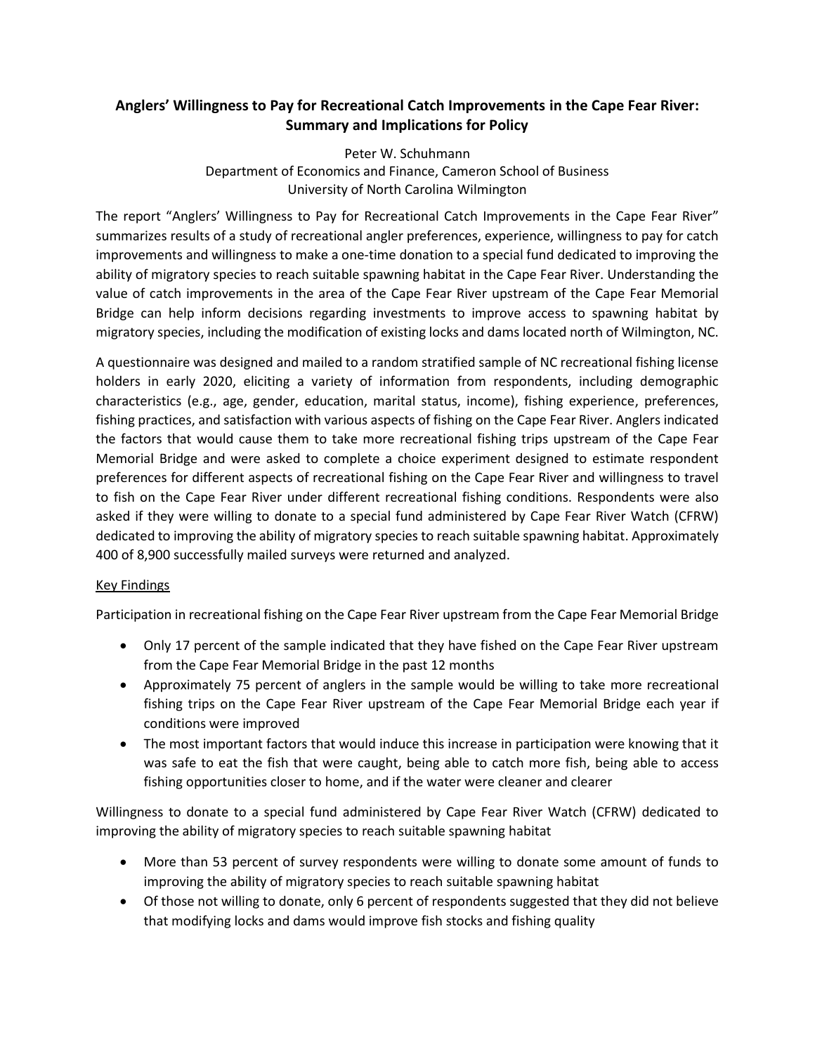# Anglers' Willingness to Pay for Recreational Catch Improvements in the Cape Fear River: Summary and Implications for Policy

Peter W. Schuhmann
Department of Economics and Finance, Cameron School of Business
University of North Carolina Wilmington

The report "Anglers' Willingness to Pay for Recreational Catch Improvements in the Cape Fear River" summarizes results of a study of recreational angler preferences, experience, willingness to pay for catch improvements and willingness to make a one-time donation to a special fund dedicated to improving the ability of migratory species to reach suitable spawning habitat in the Cape Fear River. Understanding the value of catch improvements in the area of the Cape Fear River upstream of the Cape Fear Memorial Bridge can help inform decisions regarding investments to improve access to spawning habitat by migratory species, including the modification of existing locks and dams located north of Wilmington, NC.

A questionnaire was designed and mailed to a random stratified sample of NC recreational fishing license holders in early 2020, eliciting a variety of information from respondents, including demographic characteristics (e.g., age, gender, education, marital status, income), fishing experience, preferences, fishing practices, and satisfaction with various aspects of fishing on the Cape Fear River. Anglers indicated the factors that would cause them to take more recreational fishing trips upstream of the Cape Fear Memorial Bridge and were asked to complete a choice experiment designed to estimate respondent preferences for different aspects of recreational fishing on the Cape Fear River and willingness to travel to fish on the Cape Fear River under different recreational fishing conditions. Respondents were also asked if they were willing to donate to a special fund administered by Cape Fear River Watch (CFRW) dedicated to improving the ability of migratory species to reach suitable spawning habitat. Approximately 400 of 8,900 successfully mailed surveys were returned and analyzed.

## Key Findings

Participation in recreational fishing on the Cape Fear River upstream from the Cape Fear Memorial Bridge

- Only 17 percent of the sample indicated that they have fished on the Cape Fear River upstream from the Cape Fear Memorial Bridge in the past 12 months
- Approximately 75 percent of anglers in the sample would be willing to take more recreational fishing trips on the Cape Fear River upstream of the Cape Fear Memorial Bridge each year if conditions were improved
- The most important factors that would induce this increase in participation were knowing that it was safe to eat the fish that were caught, being able to catch more fish, being able to access fishing opportunities closer to home, and if the water were cleaner and clearer

Willingness to donate to a special fund administered by Cape Fear River Watch (CFRW) dedicated to improving the ability of migratory species to reach suitable spawning habitat

- More than 53 percent of survey respondents were willing to donate some amount of funds to improving the ability of migratory species to reach suitable spawning habitat
- Of those not willing to donate, only 6 percent of respondents suggested that they did not believe that modifying locks and dams would improve fish stocks and fishing quality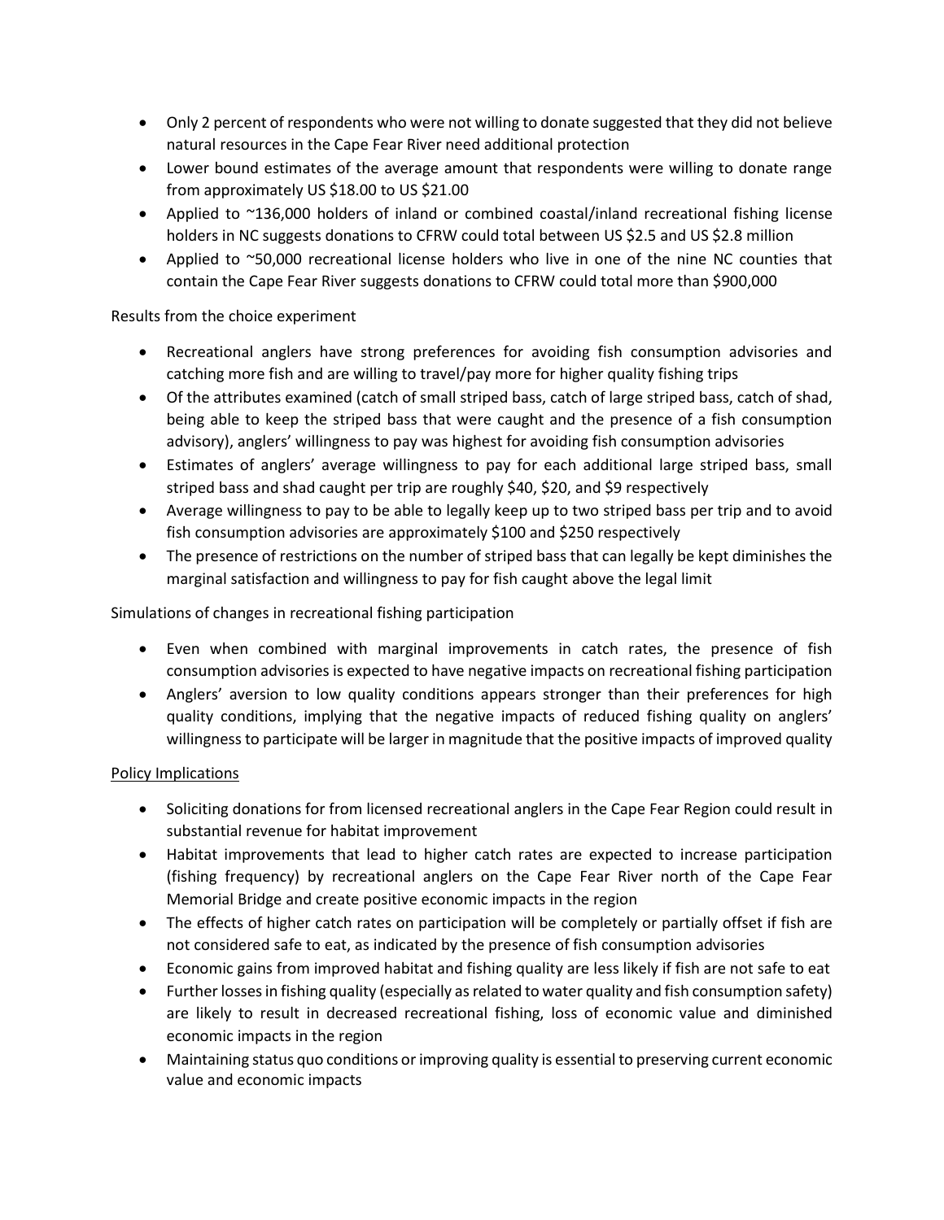- Only 2 percent of respondents who were not willing to donate suggested that they did not believe natural resources in the Cape Fear River need additional protection
- Lower bound estimates of the average amount that respondents were willing to donate range from approximately US $18.00 to US $21.00
- Applied to ~136,000 holders of inland or combined coastal/inland recreational fishing license holders in NC suggests donations to CFRW could total between US $2.5 and US $2.8 million
- Applied to ~50,000 recreational license holders who live in one of the nine NC counties that contain the Cape Fear River suggests donations to CFRW could total more than $900,000

Results from the choice experiment

- Recreational anglers have strong preferences for avoiding fish consumption advisories and catching more fish and are willing to travel/pay more for higher quality fishing trips
- Of the attributes examined (catch of small striped bass, catch of large striped bass, catch of shad, being able to keep the striped bass that were caught and the presence of a fish consumption advisory), anglers' willingness to pay was highest for avoiding fish consumption advisories
- Estimates of anglers' average willingness to pay for each additional large striped bass, small striped bass and shad caught per trip are roughly $40, $20, and $9 respectively
- Average willingness to pay to be able to legally keep up to two striped bass per trip and to avoid fish consumption advisories are approximately $100 and $250 respectively
- The presence of restrictions on the number of striped bass that can legally be kept diminishes the marginal satisfaction and willingness to pay for fish caught above the legal limit

Simulations of changes in recreational fishing participation

- Even when combined with marginal improvements in catch rates, the presence of fish consumption advisories is expected to have negative impacts on recreational fishing participation
- Anglers' aversion to low quality conditions appears stronger than their preferences for high quality conditions, implying that the negative impacts of reduced fishing quality on anglers' willingness to participate will be larger in magnitude that the positive impacts of improved quality

Policy Implications

- Soliciting donations for from licensed recreational anglers in the Cape Fear Region could result in substantial revenue for habitat improvement
- Habitat improvements that lead to higher catch rates are expected to increase participation (fishing frequency) by recreational anglers on the Cape Fear River north of the Cape Fear Memorial Bridge and create positive economic impacts in the region
- The effects of higher catch rates on participation will be completely or partially offset if fish are not considered safe to eat, as indicated by the presence of fish consumption advisories
- Economic gains from improved habitat and fishing quality are less likely if fish are not safe to eat
- Further losses in fishing quality (especially as related to water quality and fish consumption safety) are likely to result in decreased recreational fishing, loss of economic value and diminished economic impacts in the region
- Maintaining status quo conditions or improving quality is essential to preserving current economic value and economic impacts